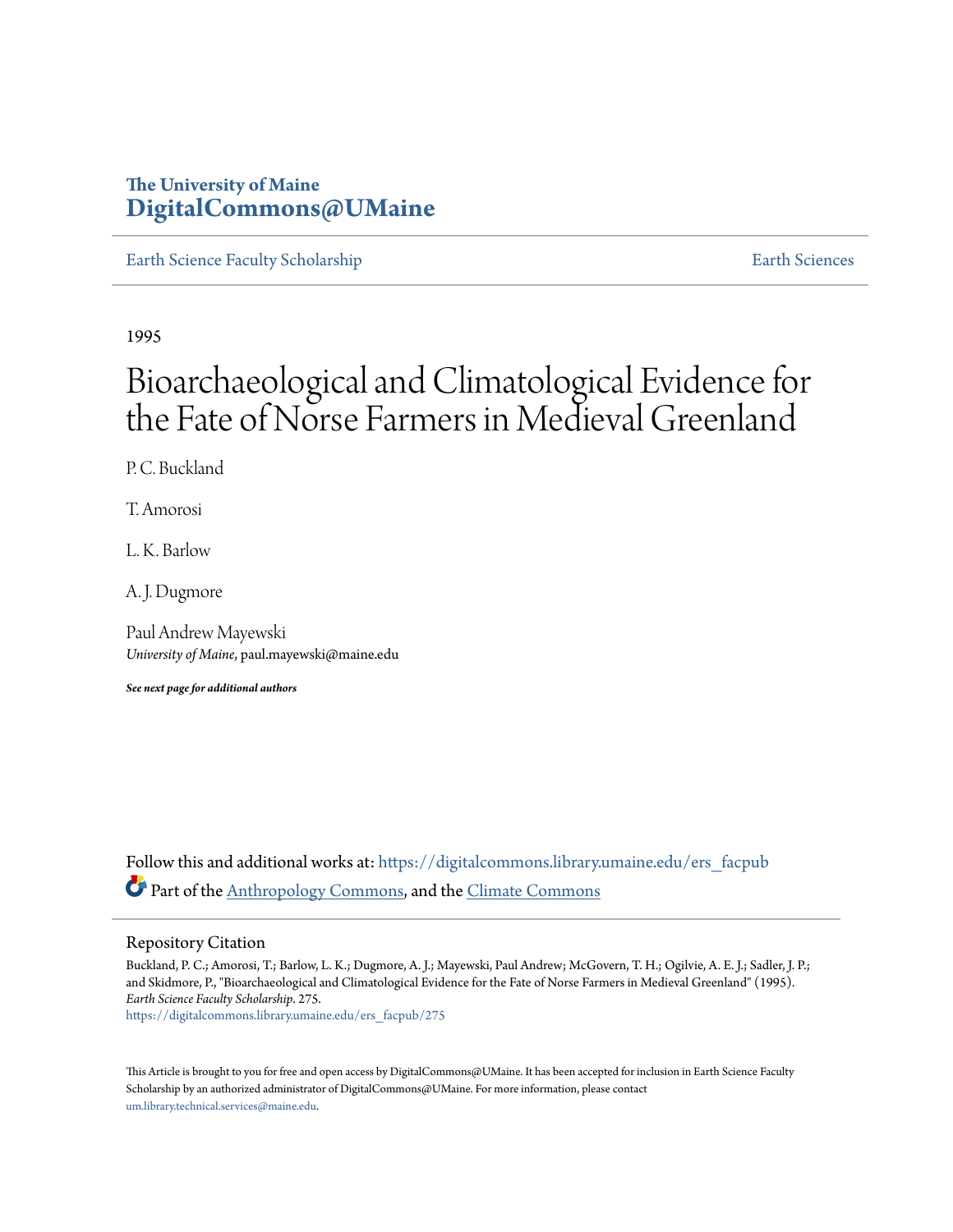The University of Maine
**DigitalCommons@UMaine**

Earth Science Faculty Scholarship | Earth Sciences

1995

# Bioarchaeological and Climatological Evidence for the Fate of Norse Farmers in Medieval Greenland

P. C. Buckland

T. Amorosi

L. K. Barlow

A. J. Dugmore

Paul Andrew Mayewski
*University of Maine*, paul.mayewski@maine.edu

***See next page for additional authors***

Follow this and additional works at: https://digitalcommons.library.umaine.edu/ers_facpub

Part of the Anthropology Commons, and the Climate Commons

## Repository Citation

Buckland, P. C.; Amorosi, T.; Barlow, L. K.; Dugmore, A. J.; Mayewski, Paul Andrew; McGovern, T. H.; Ogilvie, A. E. J.; Sadler, J. P.; and Skidmore, P., "Bioarchaeological and Climatological Evidence for the Fate of Norse Farmers in Medieval Greenland" (1995). *Earth Science Faculty Scholarship*. 275.
https://digitalcommons.library.umaine.edu/ers_facpub/275

This Article is brought to you for free and open access by DigitalCommons@UMaine. It has been accepted for inclusion in Earth Science Faculty Scholarship by an authorized administrator of DigitalCommons@UMaine. For more information, please contact um.library.technical.services@maine.edu.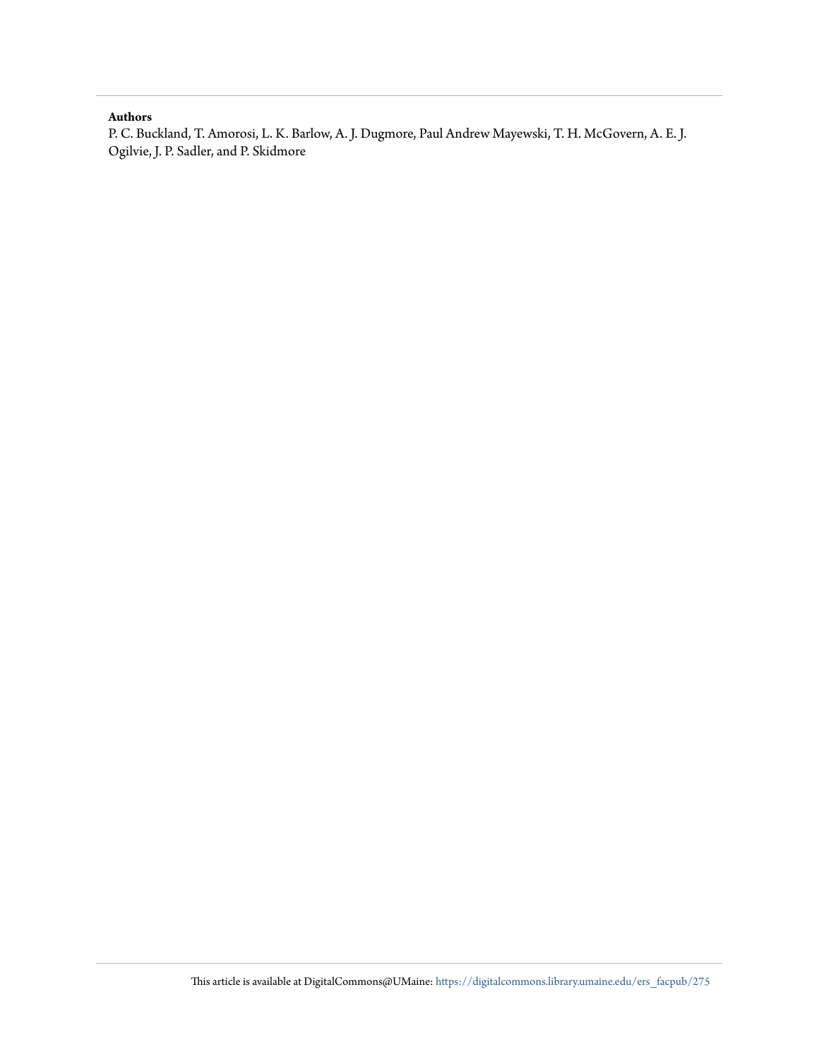**Authors**

P. C. Buckland, T. Amorosi, L. K. Barlow, A. J. Dugmore, Paul Andrew Mayewski, T. H. McGovern, A. E. J. Ogilvie, J. P. Sadler, and P. Skidmore

This article is available at DigitalCommons@UMaine: https://digitalcommons.library.umaine.edu/ers_facpub/275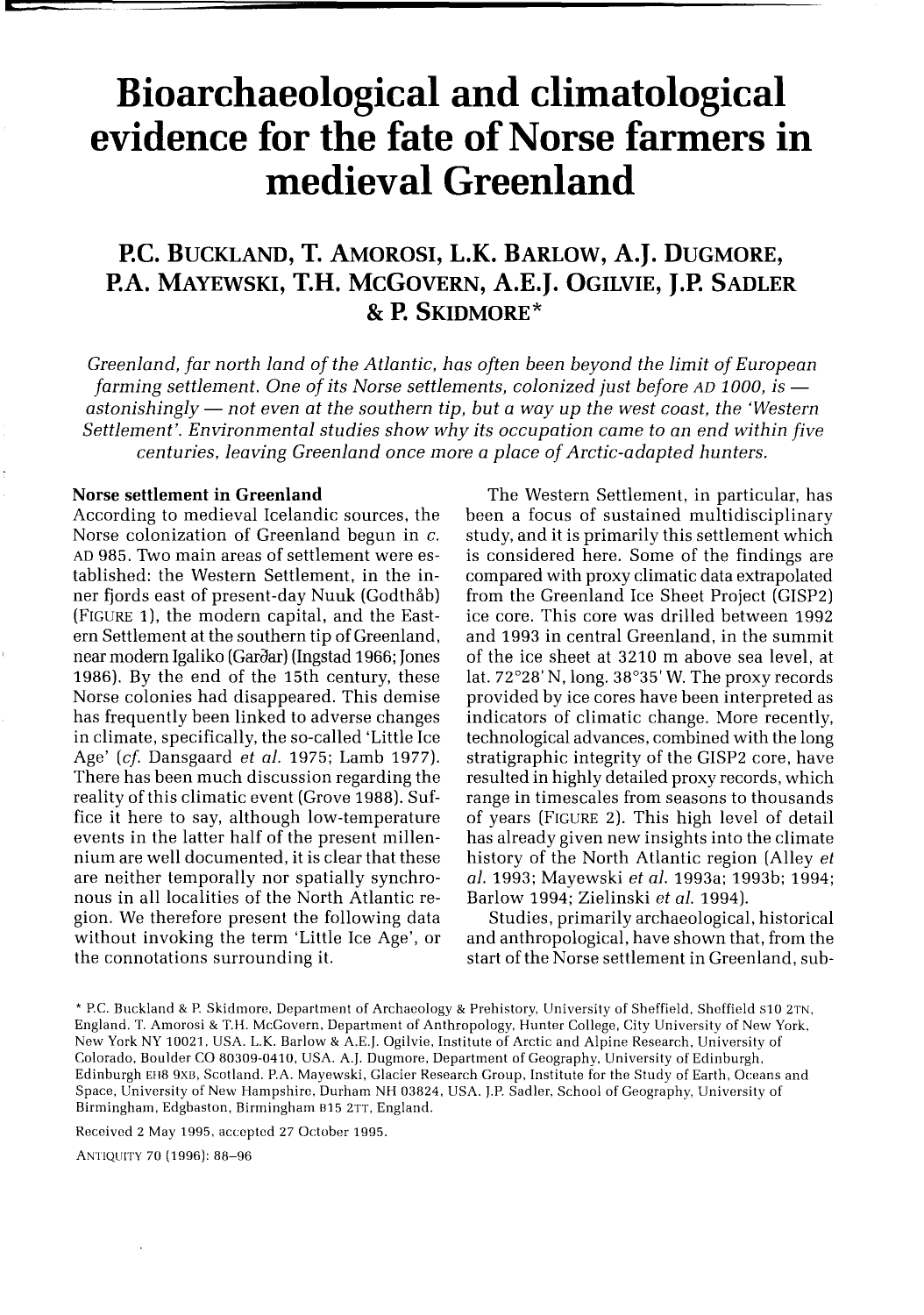# Bioarchaeological and climatological evidence for the fate of Norse farmers in medieval Greenland

## P.C. Buckland, T. Amorosi, L.K. Barlow, A.J. Dugmore, P.A. Mayewski, T.H. McGovern, A.E.J. Ogilvie, J.P. Sadler & P. Skidmore*

*Greenland, far north land of the Atlantic, has often been beyond the limit of European farming settlement. One of its Norse settlements, colonized just before AD 1000, is — astonishingly — not even at the southern tip, but a way up the west coast, the 'Western Settlement'. Environmental studies show why its occupation came to an end within five centuries, leaving Greenland once more a place of Arctic-adapted hunters.*

### Norse settlement in Greenland

According to medieval Icelandic sources, the Norse colonization of Greenland begun in *c.* AD 985. Two main areas of settlement were established: the Western Settlement, in the inner fjords east of present-day Nuuk (Godthåb) (FIGURE 1), the modern capital, and the Eastern Settlement at the southern tip of Greenland, near modern Igaliko (Garðar) (Ingstad 1966; Jones 1986). By the end of the 15th century, these Norse colonies had disappeared. This demise has frequently been linked to adverse changes in climate, specifically, the so-called 'Little Ice Age' (*cf.* Dansgaard *et al.* 1975; Lamb 1977). There has been much discussion regarding the reality of this climatic event (Grove 1988). Suffice it here to say, although low-temperature events in the latter half of the present millennium are well documented, it is clear that these are neither temporally nor spatially synchronous in all localities of the North Atlantic region. We therefore present the following data without invoking the term 'Little Ice Age', or the connotations surrounding it.

The Western Settlement, in particular, has been a focus of sustained multidisciplinary study, and it is primarily this settlement which is considered here. Some of the findings are compared with proxy climatic data extrapolated from the Greenland Ice Sheet Project (GISP2) ice core. This core was drilled between 1992 and 1993 in central Greenland, in the summit of the ice sheet at 3210 m above sea level, at lat. 72°28' N, long. 38°35' W. The proxy records provided by ice cores have been interpreted as indicators of climatic change. More recently, technological advances, combined with the long stratigraphic integrity of the GISP2 core, have resulted in highly detailed proxy records, which range in timescales from seasons to thousands of years (FIGURE 2). This high level of detail has already given new insights into the climate history of the North Atlantic region (Alley *et al.* 1993; Mayewski *et al.* 1993a; 1993b; 1994; Barlow 1994; Zielinski *et al.* 1994).

Studies, primarily archaeological, historical and anthropological, have shown that, from the start of the Norse settlement in Greenland, sub-

\* P.C. Buckland & P. Skidmore, Department of Archaeology & Prehistory, University of Sheffield, Sheffield S10 2TN, England. T. Amorosi & T.H. McGovern, Department of Anthropology, Hunter College, City University of New York, New York NY 10021, USA. L.K. Barlow & A.E.J. Ogilvie, Institute of Arctic and Alpine Research, University of Colorado, Boulder CO 80309-0410, USA. A.J. Dugmore, Department of Geography, University of Edinburgh, Edinburgh EH8 9XB, Scotland. P.A. Mayewski, Glacier Research Group, Institute for the Study of Earth, Oceans and Space, University of New Hampshire, Durham NH 03824, USA. J.P. Sadler, School of Geography, University of Birmingham, Edgbaston, Birmingham B15 2TT, England.

Received 2 May 1995, accepted 27 October 1995.

ANTIQUITY 70 (1996): 88–96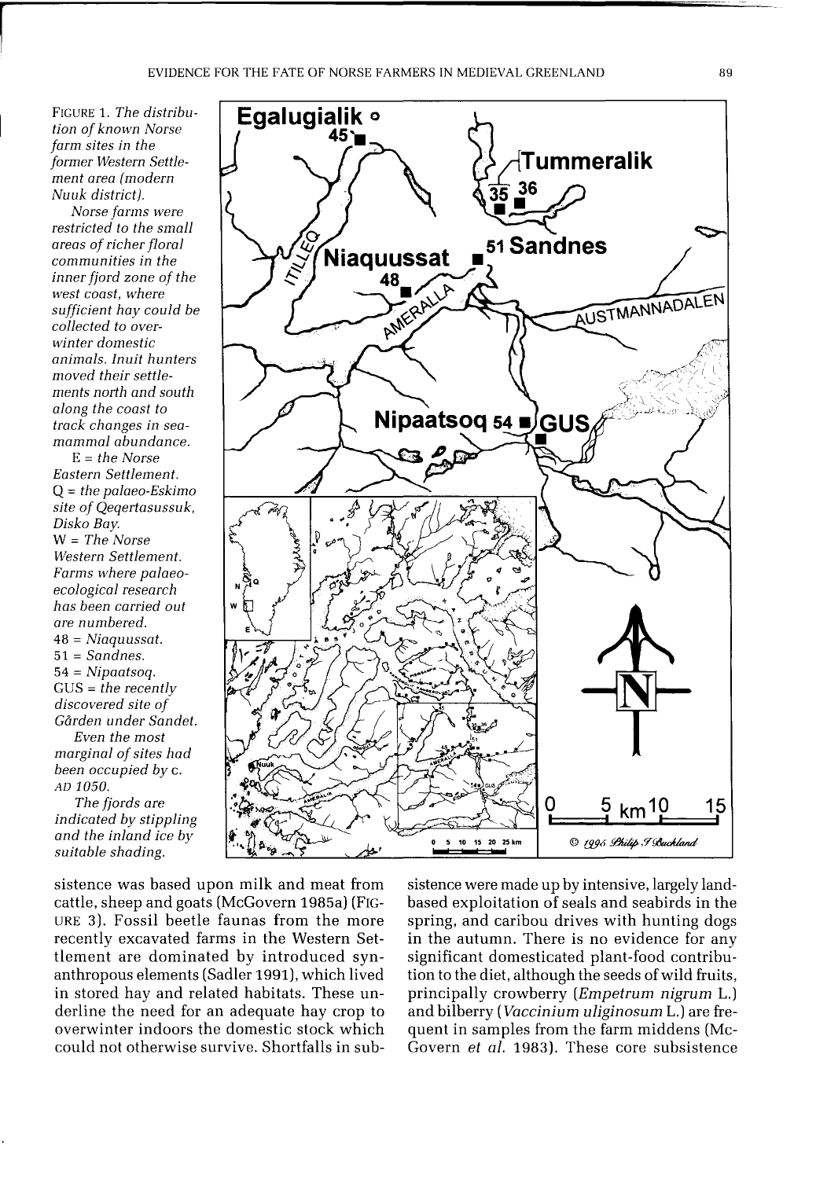FIGURE 1. *The distribution of known Norse farm sites in the former Western Settlement area (modern Nuuk district).*

*Norse farms were restricted to the small areas of richer floral communities in the inner fjord zone of the west coast, where sufficient hay could be collected to overwinter domestic animals. Inuit hunters moved their settlements north and south along the coast to track changes in sea-mammal abundance.*

*E = the Norse Eastern Settlement.*
*Q = the palaeo-Eskimo site of Qeqertasussuk, Disko Bay.*
*W = The Norse Western Settlement.*
*Farms where palaeo-ecological research has been carried out are numbered.*
*48 = Niaquussat.*
*51 = Sandnes.*
*54 = Nipaatsoq.*
*GUS = the recently discovered site of Gården under Sandet.*

*Even the most marginal of sites had been occupied by c. AD 1050.*

*The fjords are indicated by stippling and the inland ice by suitable shading.*

sistence was based upon milk and meat from cattle, sheep and goats (McGovern 1985a) (FIGURE 3). Fossil beetle faunas from the more recently excavated farms in the Western Settlement are dominated by introduced synanthropous elements (Sadler 1991), which lived in stored hay and related habitats. These underline the need for an adequate hay crop to overwinter indoors the domestic stock which could not otherwise survive. Shortfalls in subsistence were made up by intensive, largely land-based exploitation of seals and seabirds in the spring, and caribou drives with hunting dogs in the autumn. There is no evidence for any significant domesticated plant-food contribution to the diet, although the seeds of wild fruits, principally crowberry (*Empetrum nigrum* L.) and bilberry (*Vaccinium uliginosum* L.) are frequent in samples from the farm middens (McGovern *et al.* 1983). These core subsistence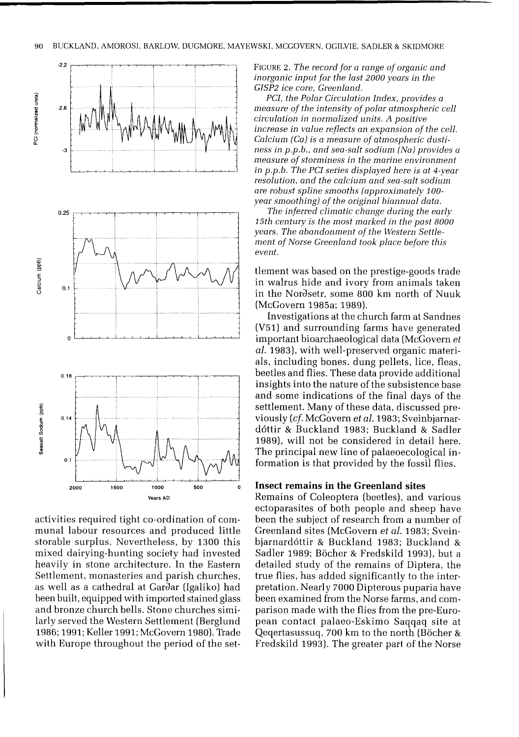FIGURE 2. *The record for a range of organic and inorganic input for the last 2000 years in the GISP2 ice core, Greenland.*

*PCI, the Polar Circulation Index, provides a measure of the intensity of polar atmospheric cell circulation in normalized units. A positive increase in value reflects an expansion of the cell. Calcium (Ca) is a measure of atmospheric dustiness in p.p.b., and sea-salt sodium (Na) provides a measure of storminess in the marine environment in p.p.b. The PCI series displayed here is at 4-year resolution, and the calcium and sea-salt sodium are robust spline smooths (approximately 100-year smoothing) of the original biannual data.*

*The inferred climatic change during the early 15th century is the most marked in the past 8000 years. The abandonment of the Western Settlement of Norse Greenland took place before this event.*

activities required tight co-ordination of communal labour resources and produced little storable surplus. Nevertheless, by 1300 this mixed dairying-hunting society had invested heavily in stone architecture. In the Eastern Settlement, monasteries and parish churches, as well as a cathedral at Garðar (Igaliko) had been built, equipped with imported stained glass and bronze church bells. Stone churches similarly served the Western Settlement (Berglund 1986; 1991; Keller 1991; McGovern 1980). Trade with Europe throughout the period of the settlement was based on the prestige-goods trade in walrus hide and ivory from animals taken in the Norðsetr, some 800 km north of Nuuk (McGovern 1985a; 1989).

Investigations at the church farm at Sandnes (V51) and surrounding farms have generated important bioarchaeological data (McGovern *et al.* 1983), with well-preserved organic materials, including bones, dung pellets, lice, fleas, beetles and flies. These data provide additional insights into the nature of the subsistence base and some indications of the final days of the settlement. Many of these data, discussed previously (*cf.* McGovern *et al.* 1983; Sveinbjarnardóttir & Buckland 1983; Buckland & Sadler 1989), will not be considered in detail here. The principal new line of palaeoecological information is that provided by the fossil flies.

## Insect remains in the Greenland sites

Remains of Coleoptera (beetles), and various ectoparasites of both people and sheep have been the subject of research from a number of Greenland sites (McGovern *et al.* 1983; Sveinbjarnardóttir & Buckland 1983; Buckland & Sadler 1989; Böcher & Fredskild 1993), but a detailed study of the remains of Diptera, the true flies, has added significantly to the interpretation. Nearly 7000 Dipterous puparia have been examined from the Norse farms, and comparison made with the flies from the pre-European contact palaeo-Eskimo Saqqaq site at Qeqertasussuq, 700 km to the north (Böcher & Fredskild 1993). The greater part of the Norse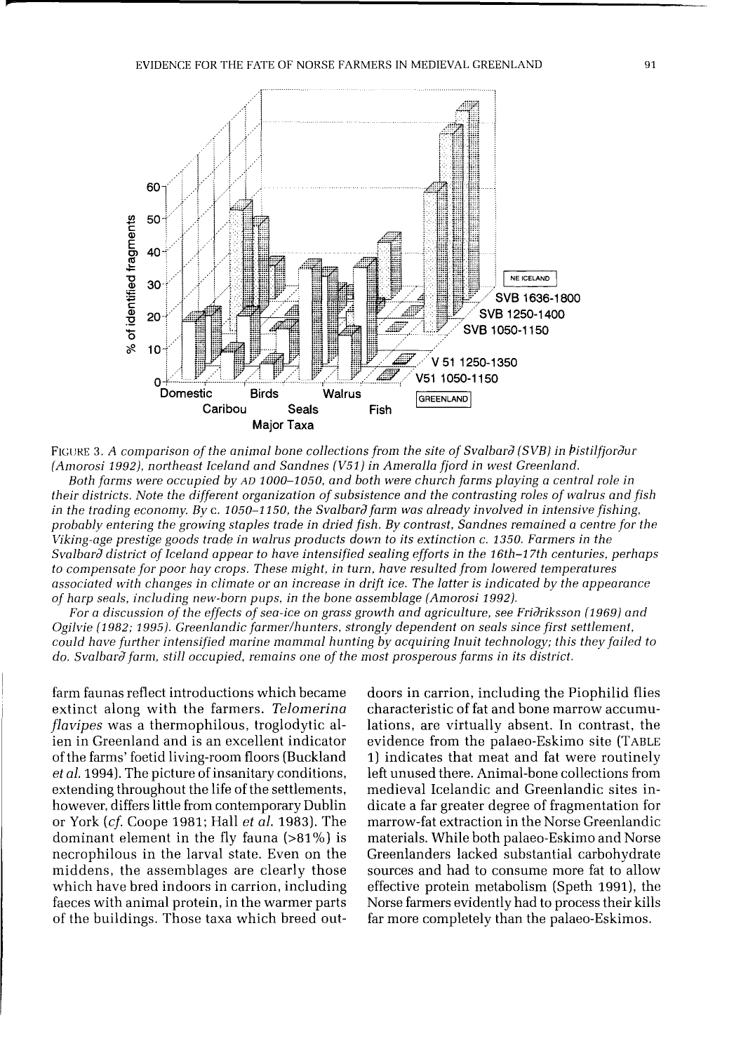FIGURE 3. *A comparison of the animal bone collections from the site of Svalbarð (SVB) in Þistilfjörður (Amorosi 1992), northeast Iceland and Sandnes (V51) in Ameralla fjord in west Greenland.*

*Both farms were occupied by AD 1000–1050, and both were church farms playing a central role in their districts. Note the different organization of subsistence and the contrasting roles of walrus and fish in the trading economy. By c. 1050–1150, the Svalbarð farm was already involved in intensive fishing, probably entering the growing staples trade in dried fish. By contrast, Sandnes remained a centre for the Viking-age prestige goods trade in walrus products down to its extinction c. 1350. Farmers in the Svalbarð district of Iceland appear to have intensified sealing efforts in the 16th–17th centuries, perhaps to compensate for poor hay crops. These might, in turn, have resulted from lowered temperatures associated with changes in climate or an increase in drift ice. The latter is indicated by the appearance of harp seals, including new-born pups, in the bone assemblage (Amorosi 1992).*

*For a discussion of the effects of sea-ice on grass growth and agriculture, see Friðriksson (1969) and Ogilvie (1982; 1995). Greenlandic farmer/hunters, strongly dependent on seals since first settlement, could have further intensified marine mammal hunting by acquiring Inuit technology; this they failed to do. Svalbarð farm, still occupied, remains one of the most prosperous farms in its district.*

farm faunas reflect introductions which became extinct along with the farmers. *Telomerina flavipes* was a thermophilous, troglodytic alien in Greenland and is an excellent indicator of the farms' foetid living-room floors (Buckland *et al.* 1994). The picture of insanitary conditions, extending throughout the life of the settlements, however, differs little from contemporary Dublin or York (*cf.* Coope 1981; Hall *et al.* 1983). The dominant element in the fly fauna (>81%) is necrophilous in the larval state. Even on the middens, the assemblages are clearly those which have bred indoors in carrion, including faeces with animal protein, in the warmer parts of the buildings. Those taxa which breed outdoors in carrion, including the Piophilid flies characteristic of fat and bone marrow accumulations, are virtually absent. In contrast, the evidence from the palaeo-Eskimo site (TABLE 1) indicates that meat and fat were routinely left unused there. Animal-bone collections from medieval Icelandic and Greenlandic sites indicate a far greater degree of fragmentation for marrow-fat extraction in the Norse Greenlandic materials. While both palaeo-Eskimo and Norse Greenlanders lacked substantial carbohydrate sources and had to consume more fat to allow effective protein metabolism (Speth 1991), the Norse farmers evidently had to process their kills far more completely than the palaeo-Eskimos.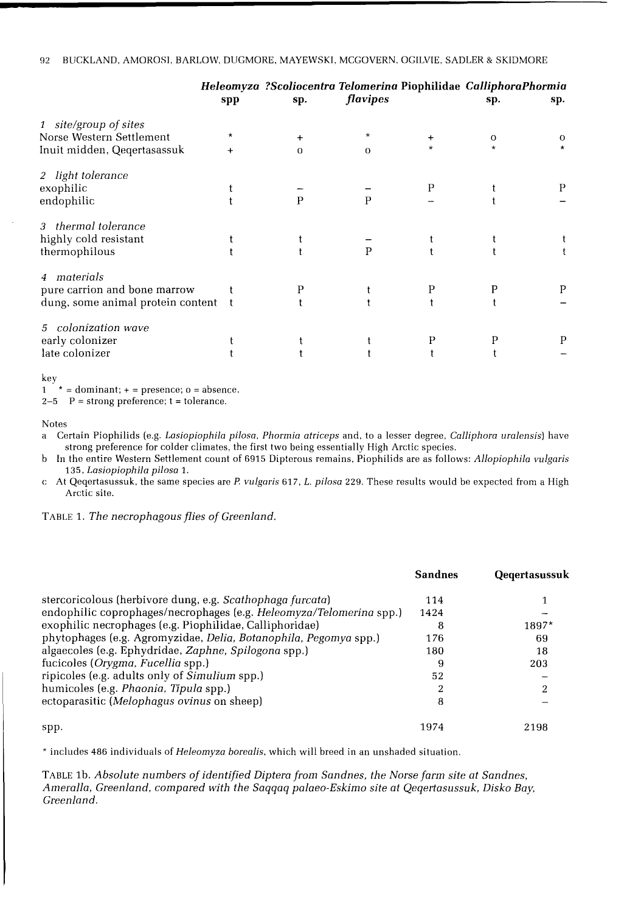| | *Heleomyza* spp | *?Scoliocentra* sp. | *Telomerina flavipes* | Piophilidae | *Calliphora* sp. | *Phormia* sp. |
|---|---|---|---|---|---|---|
| *1 site/group of sites* | | | | | | |
| Norse Western Settlement | * | + | * | + | o | o |
| Inuit midden, Qeqertasassuk | + | o | o | * | * | * |
| *2 light tolerance* | | | | | | |
| exophilic | t | – | – | P | t | P |
| endophilic | t | P | P | – | t | – |
| *3 thermal tolerance* | | | | | | |
| highly cold resistant | t | t | – | t | t | t |
| thermophilous | t | t | P | t | t | t |
| *4 materials* | | | | | | |
| pure carrion and bone marrow | t | P | t | P | P | P |
| dung, some animal protein content | t | t | t | t | t | – |
| *5 colonization wave* | | | | | | |
| early colonizer | t | t | t | P | P | P |
| late colonizer | t | t | t | t | t | – |

key
1 * = dominant; + = presence; o = absence.
2–5 P = strong preference; t = tolerance.

Notes

a Certain Piophilids (e.g. *Lasiopiophila pilosa*, *Phormia atriceps* and, to a lesser degree, *Calliphora uralensis*) have strong preference for colder climates, the first two being essentially High Arctic species.

b In the entire Western Settlement count of 6915 Dipterous remains, Piophilids are as follows: *Allopiophila vulgaris* 135, *Lasiopiophila pilosa* 1.

c At Qeqertasussuk, the same species are *P. vulgaris* 617, *L. pilosa* 229. These results would be expected from a High Arctic site.

TABLE 1. *The necrophagous flies of Greenland.*

| | Sandnes | Qeqertasussuk |
|---|---|---|
| stercoricolous (herbivore dung, e.g. *Scathophaga furcata*) | 114 | 1 |
| endophilic coprophages/necrophages (e.g. *Heleomyza/Telomerina* spp.) | 1424 | – |
| exophilic necrophages (e.g. Piophilidae, Calliphoridae) | 8 | 1897* |
| phytophages (e.g. Agromyzidae, *Delia, Botanophila, Pegomya* spp.) | 176 | 69 |
| algaecoles (e.g. Ephydridae, *Zaphne, Spilogona* spp.) | 180 | 18 |
| fucicoles (*Orygma, Fucellia* spp.) | 9 | 203 |
| ripicoles (e.g. adults only of *Simulium* spp.) | 52 | – |
| humicoles (e.g. *Phaonia, Tipula* spp.) | 2 | 2 |
| ectoparasitic (*Melophagus ovinus* on sheep) | 8 | – |
| spp. | 1974 | 2198 |

* includes 486 individuals of *Heleomyza borealis*, which will breed in an unshaded situation.

TABLE 1b. *Absolute numbers of identified Diptera from Sandnes, the Norse farm site at Sandnes, Ameralla, Greenland, compared with the Saqqaq palaeo-Eskimo site at Qeqertasussuk, Disko Bay, Greenland.*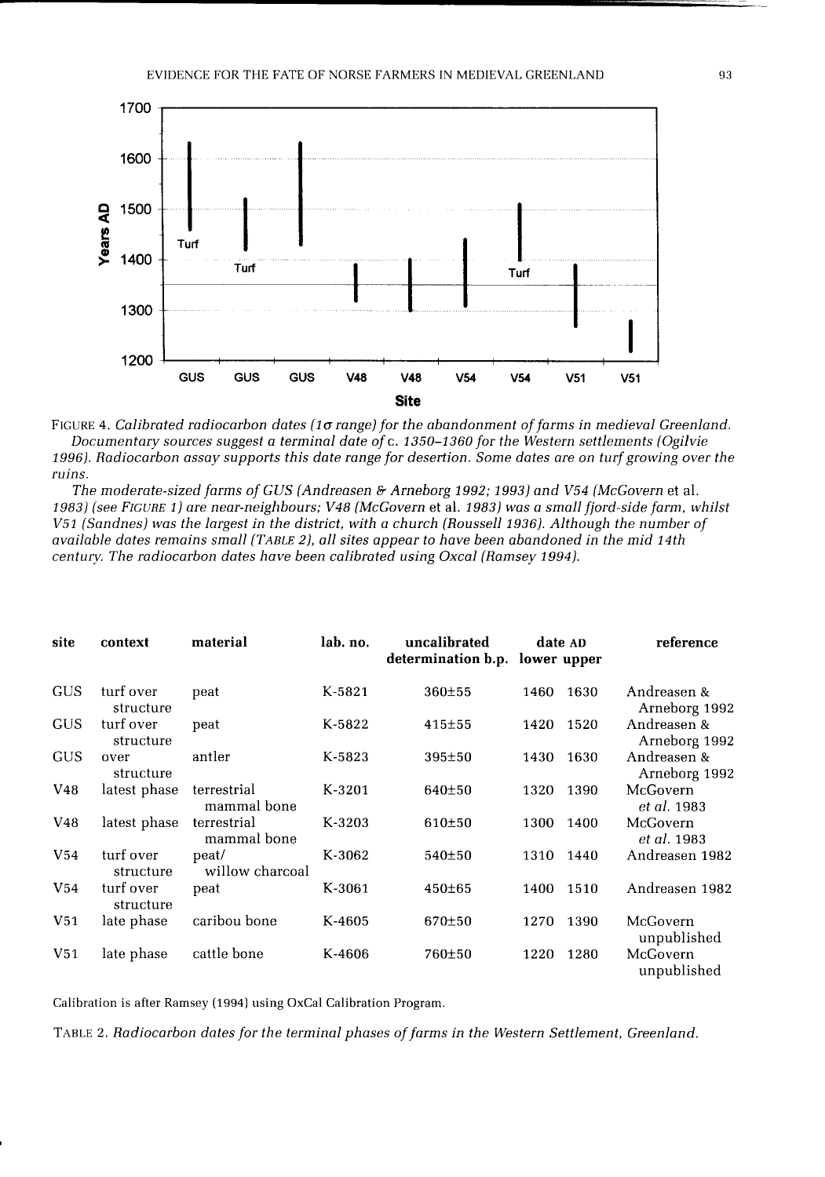FIGURE 4. *Calibrated radiocarbon dates (1σ range) for the abandonment of farms in medieval Greenland. Documentary sources suggest a terminal date of* c. *1350–1360 for the Western settlements (Ogilvie 1996). Radiocarbon assay supports this date range for desertion. Some dates are on turf growing over the ruins.*

*The moderate-sized farms of GUS (Andreasen & Arneborg 1992; 1993) and V54 (McGovern* et al. *1983) (see* FIGURE 1*) are near-neighbours; V48 (McGovern* et al. *1983) was a small fjord-side farm, whilst V51 (Sandnes) was the largest in the district, with a church (Roussell 1936). Although the number of available dates remains small (*TABLE 2*), all sites appear to have been abandoned in the mid 14th century. The radiocarbon dates have been calibrated using Oxcal (Ramsey 1994).*

| site | context | material | lab. no. | uncalibrated determination b.p. | date AD lower | date AD upper | reference |
|---|---|---|---|---|---|---|---|
| GUS | turf over structure | peat | K-5821 | 360±55 | 1460 | 1630 | Andreasen & Arneborg 1992 |
| GUS | turf over structure | peat | K-5822 | 415±55 | 1420 | 1520 | Andreasen & Arneborg 1992 |
| GUS | over structure | antler | K-5823 | 395±50 | 1430 | 1630 | Andreasen & Arneborg 1992 |
| V48 | latest phase | terrestrial mammal bone | K-3201 | 640±50 | 1320 | 1390 | McGovern *et al.* 1983 |
| V48 | latest phase | terrestrial mammal bone | K-3203 | 610±50 | 1300 | 1400 | McGovern *et al.* 1983 |
| V54 | turf over structure | peat/ willow charcoal | K-3062 | 540±50 | 1310 | 1440 | Andreasen 1982 |
| V54 | turf over structure | peat | K-3061 | 450±65 | 1400 | 1510 | Andreasen 1982 |
| V51 | late phase | caribou bone | K-4605 | 670±50 | 1270 | 1390 | McGovern unpublished |
| V51 | late phase | cattle bone | K-4606 | 760±50 | 1220 | 1280 | McGovern unpublished |

Calibration is after Ramsey (1994) using OxCal Calibration Program.

TABLE 2. *Radiocarbon dates for the terminal phases of farms in the Western Settlement, Greenland.*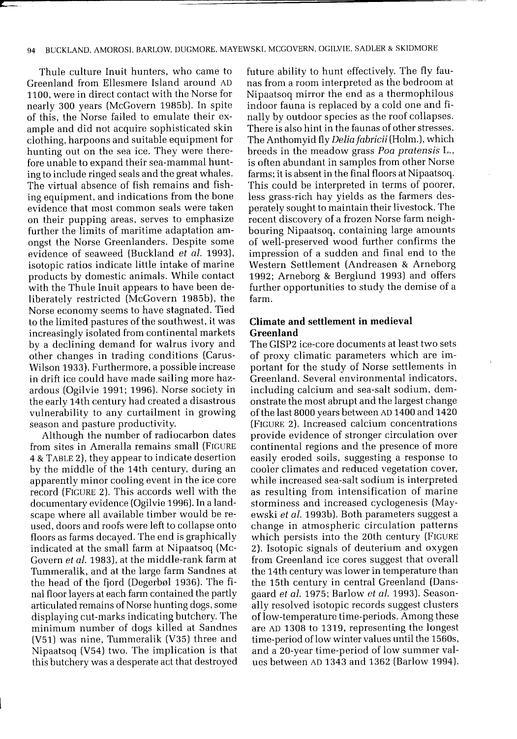Thule culture Inuit hunters, who came to Greenland from Ellesmere Island around AD 1100, were in direct contact with the Norse for nearly 300 years (McGovern 1985b). In spite of this, the Norse failed to emulate their example and did not acquire sophisticated skin clothing, harpoons and suitable equipment for hunting out on the sea ice. They were therefore unable to expand their sea-mammal hunting to include ringed seals and the great whales. The virtual absence of fish remains and fishing equipment, and indications from the bone evidence that most common seals were taken on their pupping areas, serves to emphasize further the limits of maritime adaptation amongst the Norse Greenlanders. Despite some evidence of seaweed (Buckland *et al.* 1993), isotopic ratios indicate little intake of marine products by domestic animals. While contact with the Thule Inuit appears to have been deliberately restricted (McGovern 1985b), the Norse economy seems to have stagnated. Tied to the limited pastures of the southwest, it was increasingly isolated from continental markets by a declining demand for walrus ivory and other changes in trading conditions (Carus-Wilson 1933). Furthermore, a possible increase in drift ice could have made sailing more hazardous (Ogilvie 1991; 1996). Norse society in the early 14th century had created a disastrous vulnerability to any curtailment in growing season and pasture productivity.

Although the number of radiocarbon dates from sites in Ameralla remains small (FIGURE 4 & TABLE 2), they appear to indicate desertion by the middle of the 14th century, during an apparently minor cooling event in the ice core record (FIGURE 2). This accords well with the documentary evidence (Ogilvie 1996). In a landscape where all available timber would be reused, doors and roofs were left to collapse onto floors as farms decayed. The end is graphically indicated at the small farm at Nipaatsoq (McGovern *et al.* 1983), at the middle-rank farm at Tummeralik, and at the large farm Sandnes at the head of the fjord (Degerbøl 1936). The final floor layers at each farm contained the partly articulated remains of Norse hunting dogs, some displaying cut-marks indicating butchery. The minimum number of dogs killed at Sandnes (V51) was nine, Tummeralik (V35) three and Nipaatsoq (V54) two. The implication is that this butchery was a desperate act that destroyed future ability to hunt effectively. The fly faunas from a room interpreted as the bedroom at Nipaatsoq mirror the end as a thermophilous indoor fauna is replaced by a cold one and finally by outdoor species as the roof collapses. There is also hint in the faunas of other stresses. The Anthomyid fly *Delia fabricii* (Holm.), which breeds in the meadow grass *Poa pratensis* L., is often abundant in samples from other Norse farms; it is absent in the final floors at Nipaatsoq. This could be interpreted in terms of poorer, less grass-rich hay yields as the farmers desperately sought to maintain their livestock. The recent discovery of a frozen Norse farm neighbouring Nipaatsoq, containing large amounts of well-preserved wood further confirms the impression of a sudden and final end to the Western Settlement (Andreasen & Arneborg 1992; Arneborg & Berglund 1993) and offers further opportunities to study the demise of a farm.

## Climate and settlement in medieval Greenland

The GISP2 ice-core documents at least two sets of proxy climatic parameters which are important for the study of Norse settlements in Greenland. Several environmental indicators, including calcium and sea-salt sodium, demonstrate the most abrupt and the largest change of the last 8000 years between AD 1400 and 1420 (FIGURE 2). Increased calcium concentrations provide evidence of stronger circulation over continental regions and the presence of more easily eroded soils, suggesting a response to cooler climates and reduced vegetation cover, while increased sea-salt sodium is interpreted as resulting from intensification of marine storminess and increased cyclogenesis (Mayewski *et al.* 1993b). Both parameters suggest a change in atmospheric circulation patterns which persists into the 20th century (FIGURE 2). Isotopic signals of deuterium and oxygen from Greenland ice cores suggest that overall the 14th century was lower in temperature than the 15th century in central Greenland (Dansgaard *et al.* 1975; Barlow *et al.* 1993). Seasonally resolved isotopic records suggest clusters of low-temperature time-periods. Among these are AD 1308 to 1319, representing the longest time-period of low winter values until the 1560s, and a 20-year time-period of low summer values between AD 1343 and 1362 (Barlow 1994).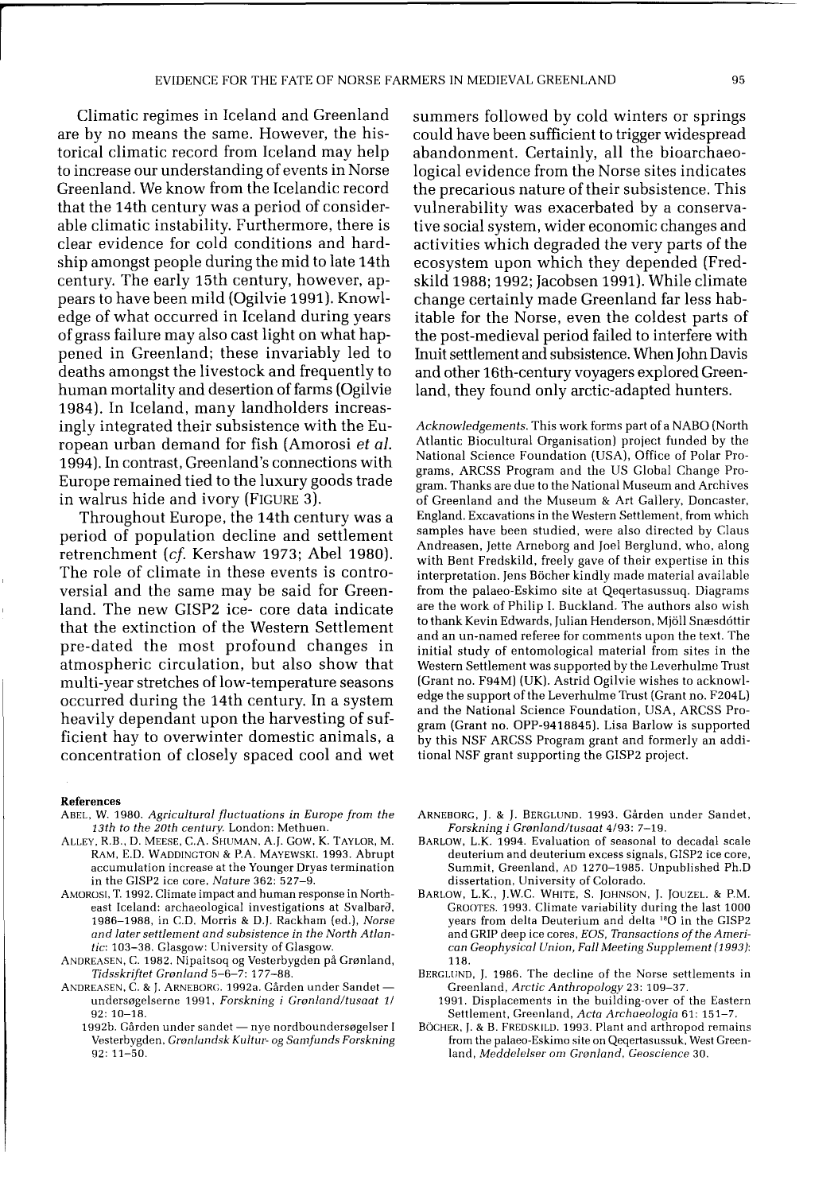Climatic regimes in Iceland and Greenland are by no means the same. However, the historical climatic record from Iceland may help to increase our understanding of events in Norse Greenland. We know from the Icelandic record that the 14th century was a period of considerable climatic instability. Furthermore, there is clear evidence for cold conditions and hardship amongst people during the mid to late 14th century. The early 15th century, however, appears to have been mild (Ogilvie 1991). Knowledge of what occurred in Iceland during years of grass failure may also cast light on what happened in Greenland; these invariably led to deaths amongst the livestock and frequently to human mortality and desertion of farms (Ogilvie 1984). In Iceland, many landholders increasingly integrated their subsistence with the European urban demand for fish (Amorosi *et al.* 1994). In contrast, Greenland's connections with Europe remained tied to the luxury goods trade in walrus hide and ivory (FIGURE 3).

Throughout Europe, the 14th century was a period of population decline and settlement retrenchment (*cf.* Kershaw 1973; Abel 1980). The role of climate in these events is controversial and the same may be said for Greenland. The new GISP2 ice- core data indicate that the extinction of the Western Settlement pre-dated the most profound changes in atmospheric circulation, but also show that multi-year stretches of low-temperature seasons occurred during the 14th century. In a system heavily dependant upon the harvesting of sufficient hay to overwinter domestic animals, a concentration of closely spaced cool and wet summers followed by cold winters or springs could have been sufficient to trigger widespread abandonment. Certainly, all the bioarchaeological evidence from the Norse sites indicates the precarious nature of their subsistence. This vulnerability was exacerbated by a conservative social system, wider economic changes and activities which degraded the very parts of the ecosystem upon which they depended (Fredskild 1988; 1992; Jacobsen 1991). While climate change certainly made Greenland far less habitable for the Norse, even the coldest parts of the post-medieval period failed to interfere with Inuit settlement and subsistence. When John Davis and other 16th-century voyagers explored Greenland, they found only arctic-adapted hunters.

*Acknowledgements.* This work forms part of a NABO (North Atlantic Biocultural Organisation) project funded by the National Science Foundation (USA), Office of Polar Programs, ARCSS Program and the US Global Change Program. Thanks are due to the National Museum and Archives of Greenland and the Museum & Art Gallery, Doncaster, England. Excavations in the Western Settlement, from which samples have been studied, were also directed by Claus Andreasen, Jette Arneborg and Joel Berglund, who, along with Bent Fredskild, freely gave of their expertise in this interpretation. Jens Böcher kindly made material available from the palaeo-Eskimo site at Qeqertasussuq. Diagrams are the work of Philip I. Buckland. The authors also wish to thank Kevin Edwards, Julian Henderson, Mjöll Snæsdóttir and an un-named referee for comments upon the text. The initial study of entomological material from sites in the Western Settlement was supported by the Leverhulme Trust (Grant no. F94M) (UK). Astrid Ogilvie wishes to acknowledge the support of the Leverhulme Trust (Grant no. F204L) and the National Science Foundation, USA, ARCSS Program (Grant no. OPP-9418845). Lisa Barlow is supported by this NSF ARCSS Program grant and formerly an additional NSF grant supporting the GISP2 project.

## References

ABEL, W. 1980. *Agricultural fluctuations in Europe from the 13th to the 20th century.* London: Methuen.

ALLEY, R.B., D. MEESE, C.A. SHUMAN, A.J. GOW, K. TAYLOR, M. RAM, E.D. WADDINGTON & P.A. MAYEWSKI. 1993. Abrupt accumulation increase at the Younger Dryas termination in the GISP2 ice core, *Nature* 362: 527–9.

AMOROSI, T. 1992. Climate impact and human response in Northeast Iceland: archaeological investigations at Svalbarð, 1986–1988, in C.D. Morris & D.J. Rackham (ed.), *Norse and later settlement and subsistence in the North Atlantic*: 103–38. Glasgow: University of Glasgow.

ANDREASEN, C. 1982. Nipaitsoq og Vesterbygden på Grønland, *Tidsskriftet Grønland* 5–6–7: 177–88.

ANDREASEN, C. & J. ARNEBORG. 1992a. Gården under Sandet — undersøgelserne 1991, *Forskning i Grønland/tusaat* 1/92: 10–18.

1992b. Gården under sandet — nye nordboundersøgelser I Vesterbygden, *Grønlandsk Kultur- og Samfunds Forskning* 92: 11–50.

ARNEBORG, J. & J. BERGLUND. 1993. Gården under Sandet, *Forskning i Grønland/tusaat* 4/93: 7–19.

BARLOW, L.K. 1994. Evaluation of seasonal to decadal scale deuterium and deuterium excess signals, GISP2 ice core, Summit, Greenland, AD 1270–1985. Unpublished Ph.D dissertation, University of Colorado.

BARLOW, L.K., J.W.C. WHITE, S. JOHNSON, J. JOUZEL. & P.M. GROOTES. 1993. Climate variability during the last 1000 years from delta Deuterium and delta $^{18}O$ in the GISP2 and GRIP deep ice cores, *EOS, Transactions of the American Geophysical Union, Fall Meeting Supplement (1993)*: 118.

BERGLUND, J. 1986. The decline of the Norse settlements in Greenland, *Arctic Anthropology* 23: 109–37.

1991. Displacements in the building-over of the Eastern Settlement, Greenland, *Acta Archaeologia* 61: 151–7.

BÖCHER, J. & B. FREDSKILD. 1993. Plant and arthropod remains from the palaeo-Eskimo site on Qeqertasussuk, West Greenland, *Meddelelser om Grønland, Geoscience* 30.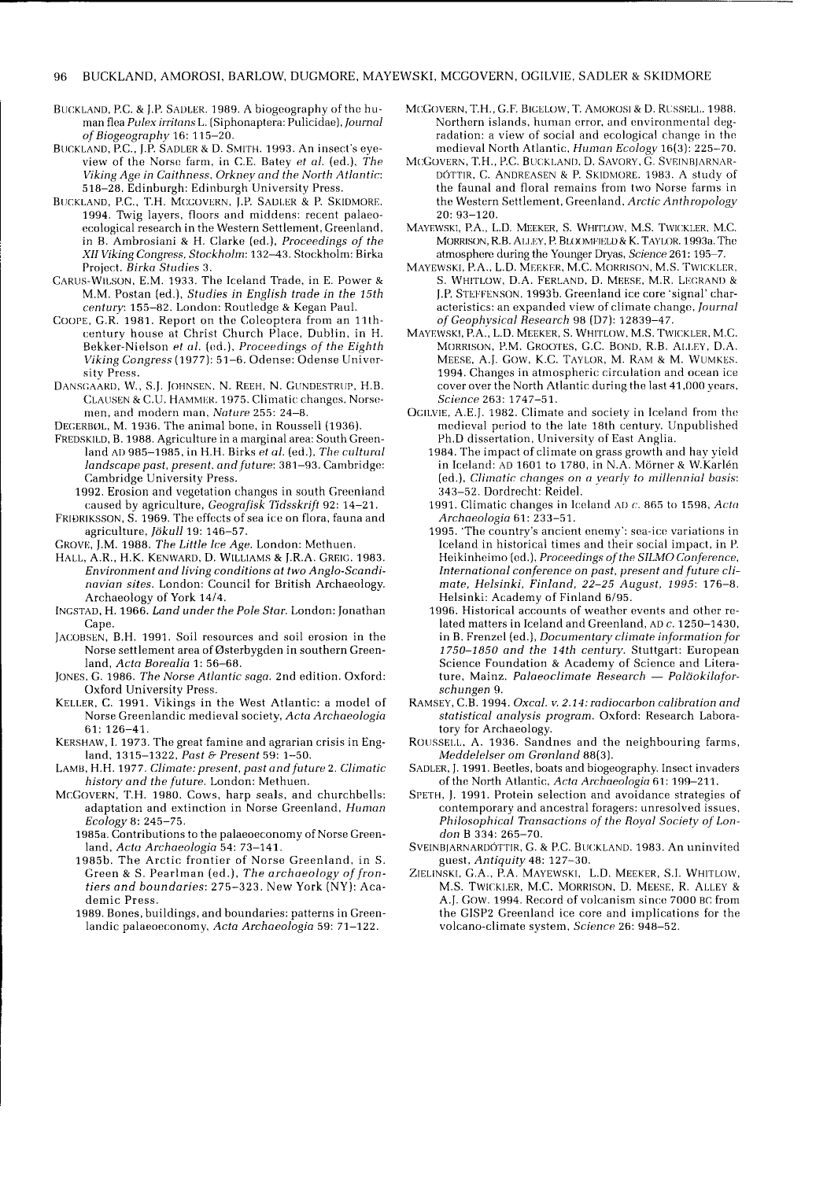BUCKLAND, P.C. & J.P. SADLER. 1989. A biogeography of the human flea *Pulex irritans* L. (Siphonaptera: Pulicidae), *Journal of Biogeography* 16: 115–20.

BUCKLAND, P.C., J.P. SADLER & D. SMITH. 1993. An insect's eye-view of the Norse farm, in C.E. Batey *et al.* (ed.), *The Viking Age in Caithness, Orkney and the North Atlantic*: 518–28. Edinburgh: Edinburgh University Press.

BUCKLAND, P.C., T.H. MCGOVERN, J.P. SADLER & P. SKIDMORE. 1994. Twig layers, floors and middens: recent palaeo-ecological research in the Western Settlement, Greenland, in B. Ambrosiani & H. Clarke (ed.), *Proceedings of the XII Viking Congress, Stockholm*: 132–43. Stockholm: Birka Project. *Birka Studies* 3.

CARUS-WILSON, E.M. 1933. The Iceland Trade, in E. Power & M.M. Postan (ed.), *Studies in English trade in the 15th century*: 155–82. London: Routledge & Kegan Paul.

COOPE, G.R. 1981. Report on the Coleoptera from an 11th-century house at Christ Church Place, Dublin, in H. Bekker-Nielson *et al.* (ed.), *Proceedings of the Eighth Viking Congress* (1977): 51–6. Odense: Odense University Press.

DANSGAARD, W., S.J. JOHNSEN, N. REEH, N. GUNDESTRUP, H.B. CLAUSEN & C.U. HAMMER. 1975. Climatic changes, Norsemen, and modern man, *Nature* 255: 24–8.

DEGERBØL, M. 1936. The animal bone, in Roussell (1936).

FREDSKILD, B. 1988. Agriculture in a marginal area: South Greenland AD 985–1985, in H.H. Birks *et al.* (ed.), *The cultural landscape past, present, and future*: 381–93. Cambridge: Cambridge University Press.

1992. Erosion and vegetation changes in south Greenland caused by agriculture, *Geografisk Tidsskrift* 92: 14–21.

FRIÐRIKSSON, S. 1969. The effects of sea ice on flora, fauna and agriculture, *Jökull* 19: 146–57.

GROVE, J.M. 1988. *The Little Ice Age*. London: Methuen.

HALL, A.R., H.K. KENWARD, D. WILLIAMS & J.R.A. GREIG. 1983. *Environment and living conditions at two Anglo-Scandinavian sites*. London: Council for British Archaeology. Archaeology of York 14/4.

INGSTAD, H. 1966. *Land under the Pole Star*. London: Jonathan Cape.

JACOBSEN, B.H. 1991. Soil resources and soil erosion in the Norse settlement area of Østerbygden in southern Greenland, *Acta Borealia* 1: 56–68.

JONES, G. 1986. *The Norse Atlantic saga*. 2nd edition. Oxford: Oxford University Press.

KELLER, C. 1991. Vikings in the West Atlantic: a model of Norse Greenlandic medieval society, *Acta Archaeologia* 61: 126–41.

KERSHAW, I. 1973. The great famine and agrarian crisis in England, 1315–1322, *Past & Present* 59: 1–50.

LAMB, H.H. 1977. *Climate: present, past and future* 2. *Climatic history and the future*. London: Methuen.

MCGOVERN, T.H. 1980. Cows, harp seals, and churchbells: adaptation and extinction in Norse Greenland, *Human Ecology* 8: 245–75.

1985a. Contributions to the palaeoeconomy of Norse Greenland, *Acta Archaeologia* 54: 73–141.

1985b. The Arctic frontier of Norse Greenland, in S. Green & S. Pearlman (ed.), *The archaeology of frontiers and boundaries*: 275–323. New York (NY): Academic Press.

1989. Bones, buildings, and boundaries: patterns in Greenlandic palaeoeconomy, *Acta Archaeologia* 59: 71–122.

MCGOVERN, T.H., G.F. BIGELOW, T. AMOROSI & D. RUSSELL. 1988. Northern islands, human error, and environmental degradation: a view of social and ecological change in the medieval North Atlantic, *Human Ecology* 16(3): 225–70.

MCGOVERN, T.H., P.C. BUCKLAND, D. SAVORY, G. SVEINBJARNARDÓTTIR, C. ANDREASEN & P. SKIDMORE. 1983. A study of the faunal and floral remains from two Norse farms in the Western Settlement, Greenland, *Arctic Anthropology* 20: 93–120.

MAYEWSKI, P.A., L.D. MEEKER, S. WHITLOW, M.S. TWICKLER, M.C. MORRISON, R.B. ALLEY, P. BLOOMFIELD & K. TAYLOR. 1993a. The atmosphere during the Younger Dryas, *Science* 261: 195–7.

MAYEWSKI, P.A., L.D. MEEKER, M.C. MORRISON, M.S. TWICKLER, S. WHITLOW, D.A. FERLAND, D. MEESE, M.R. LEGRAND & J.P. STEFFENSON. 1993b. Greenland ice core 'signal' characteristics: an expanded view of climate change, *Journal of Geophysical Research* 98 (D7): 12839–47.

MAYEWSKI, P.A., L.D. MEEKER, S. WHITLOW, M.S. TWICKLER, M.C. MORRISON, P.M. GROOTES, G.C. BOND, R.B. ALLEY, D.A. MEESE, A.J. GOW, K.C. TAYLOR, M. RAM & M. WUMKES. 1994. Changes in atmospheric circulation and ocean ice cover over the North Atlantic during the last 41,000 years, *Science* 263: 1747–51.

OGILVIE, A.E.J. 1982. Climate and society in Iceland from the medieval period to the late 18th century. Unpublished Ph.D dissertation, University of East Anglia.

1984. The impact of climate on grass growth and hay yield in Iceland: AD 1601 to 1780, in N.A. Mörner & W.Karlén (ed.), *Climatic changes on a yearly to millennial basis*: 343–52. Dordrecht: Reidel.

1991. Climatic changes in Iceland AD *c.* 865 to 1598, *Acta Archaeologia* 61: 233–51.

1995. 'The country's ancient enemy': sea-ice variations in Iceland in historical times and their social impact, in P. Heikinheimo (ed.), *Proceedings of the SILMO Conference, International conference on past, present and future climate, Helsinki, Finland, 22–25 August, 1995*: 176–8. Helsinki: Academy of Finland 6/95.

1996. Historical accounts of weather events and other related matters in Iceland and Greenland, AD *c.* 1250–1430, in B. Frenzel (ed.), *Documentary climate information for 1750–1850 and the 14th century*. Stuttgart: European Science Foundation & Academy of Science and Literature, Mainz. *Palaeoclimate Research — Paläokilaforschungen* 9.

RAMSEY, C.B. 1994. *Oxcal. v. 2.14: radiocarbon calibration and statistical analysis program*. Oxford: Research Laboratory for Archaeology.

ROUSSELL, A. 1936. Sandnes and the neighbouring farms, *Meddelelser om Grønland* 88(3).

SADLER, J. 1991. Beetles, boats and biogeography. Insect invaders of the North Atlantic, *Acta Archaeologia* 61: 199–211.

SPETH, J. 1991. Protein selection and avoidance strategies of contemporary and ancestral foragers: unresolved issues, *Philosophical Transactions of the Royal Society of London* B 334: 265–70.

SVEINBJARNARDÓTTIR, G. & P.C. BUCKLAND. 1983. An uninvited guest, *Antiquity* 48: 127–30.

ZIELINSKI, G.A., P.A. MAYEWSKI, L.D. MEEKER, S.I. WHITLOW, M.S. TWICKLER, M.C. MORRISON, D. MEESE, R. ALLEY & A.J. GOW. 1994. Record of volcanism since 7000 BC from the GISP2 Greenland ice core and implications for the volcano-climate system, *Science* 26: 948–52.